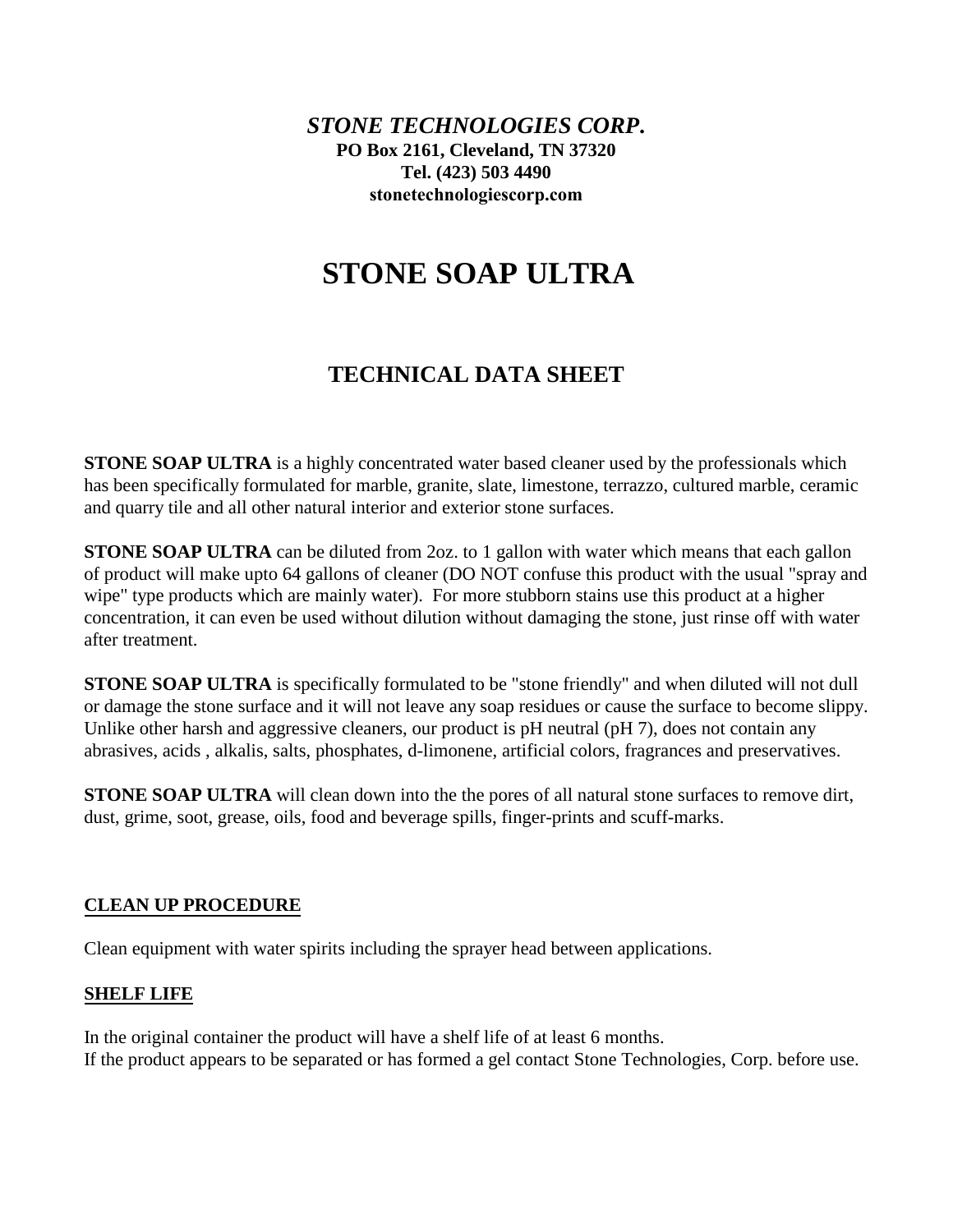***STONE TECHNOLOGIES CORP.***
**PO Box 2161, Cleveland, TN 37320**
**Tel. (423) 503 4490**
**stonetechnologiescorp.com**

# STONE SOAP ULTRA

## TECHNICAL DATA SHEET

**STONE SOAP ULTRA** is a highly concentrated water based cleaner used by the professionals which has been specifically formulated for marble, granite, slate, limestone, terrazzo, cultured marble, ceramic and quarry tile and all other natural interior and exterior stone surfaces.

**STONE SOAP ULTRA** can be diluted from 2oz. to 1 gallon with water which means that each gallon of product will make upto 64 gallons of cleaner (DO NOT confuse this product with the usual "spray and wipe" type products which are mainly water). For more stubborn stains use this product at a higher concentration, it can even be used without dilution without damaging the stone, just rinse off with water after treatment.

**STONE SOAP ULTRA** is specifically formulated to be "stone friendly" and when diluted will not dull or damage the stone surface and it will not leave any soap residues or cause the surface to become slippy. Unlike other harsh and aggressive cleaners, our product is pH neutral (pH 7), does not contain any abrasives, acids , alkalis, salts, phosphates, d-limonene, artificial colors, fragrances and preservatives.

**STONE SOAP ULTRA** will clean down into the the pores of all natural stone surfaces to remove dirt, dust, grime, soot, grease, oils, food and beverage spills, finger-prints and scuff-marks.

### CLEAN UP PROCEDURE

Clean equipment with water spirits including the sprayer head between applications.

### SHELF LIFE

In the original container the product will have a shelf life of at least 6 months.
If the product appears to be separated or has formed a gel contact Stone Technologies, Corp. before use.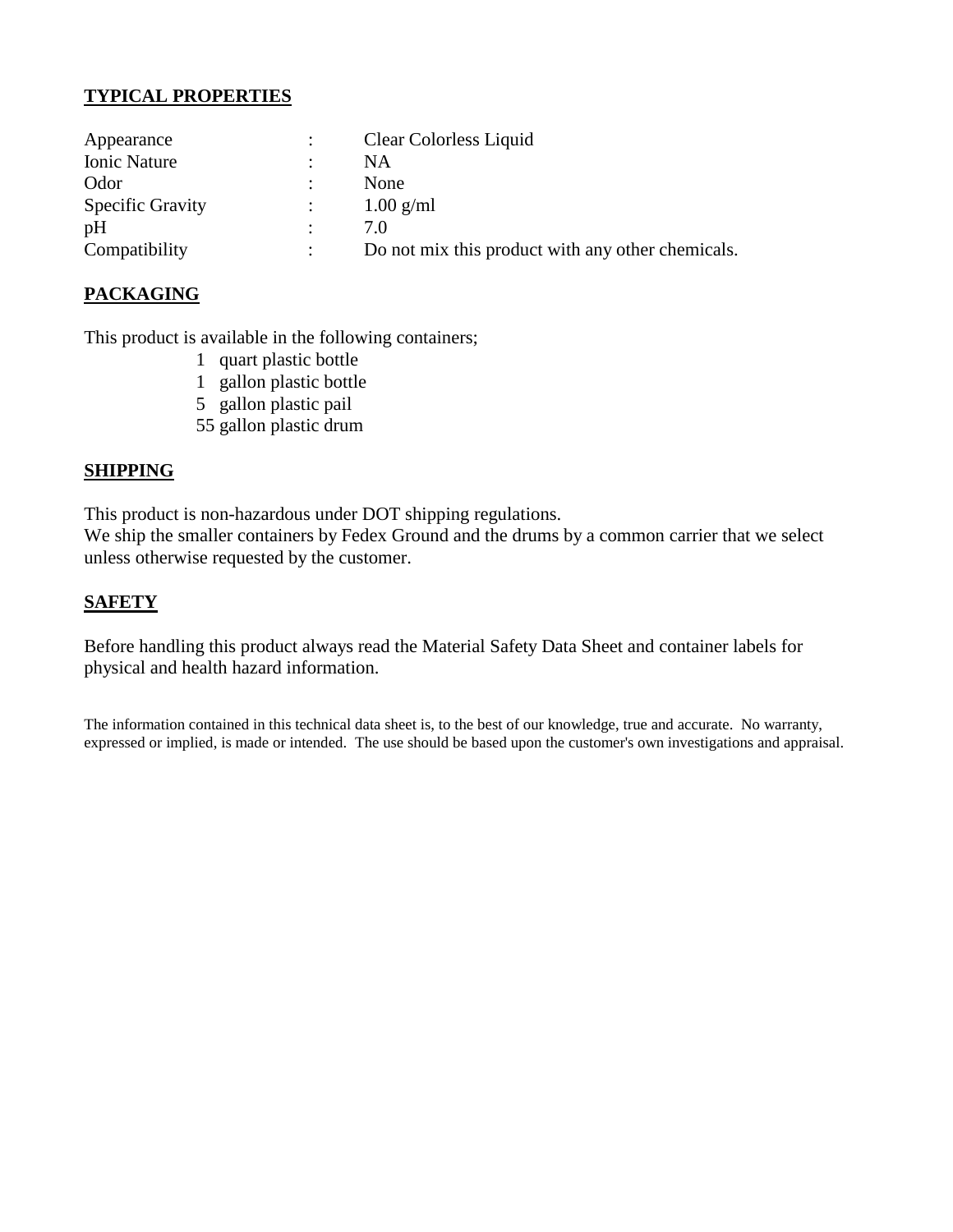## TYPICAL PROPERTIES

| | | |
|---|---|---|
| Appearance | : | Clear Colorless Liquid |
| Ionic Nature | : | NA |
| Odor | : | None |
| Specific Gravity | : | 1.00 g/ml |
| pH | : | 7.0 |
| Compatibility | : | Do not mix this product with any other chemicals. |

## PACKAGING

This product is available in the following containers;

- 1 quart plastic bottle
- 1 gallon plastic bottle
- 5 gallon plastic pail
- 55 gallon plastic drum

## SHIPPING

This product is non-hazardous under DOT shipping regulations.
We ship the smaller containers by Fedex Ground and the drums by a common carrier that we select unless otherwise requested by the customer.

## SAFETY

Before handling this product always read the Material Safety Data Sheet and container labels for physical and health hazard information.

The information contained in this technical data sheet is, to the best of our knowledge, true and accurate. No warranty, expressed or implied, is made or intended. The use should be based upon the customer's own investigations and appraisal.